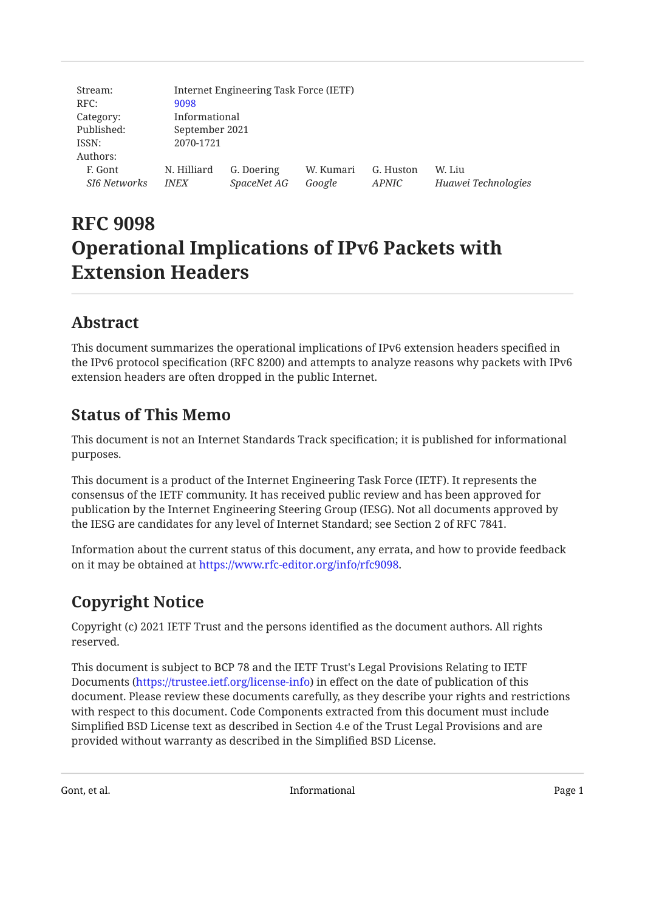| | |
|---|---|
| Stream: | Internet Engineering Task Force (IETF) |
| RFC: | 9098 |
| Category: | Informational |
| Published: | September 2021 |
| ISSN: | 2070-1721 |
| Authors: | |

| F. Gont | N. Hilliard | G. Doering | W. Kumari | G. Huston | W. Liu |
|---|---|---|---|---|---|
| *SI6 Networks* | *INEX* | *SpaceNet AG* | *Google* | *APNIC* | *Huawei Technologies* |

# RFC 9098
# Operational Implications of IPv6 Packets with Extension Headers

## Abstract

This document summarizes the operational implications of IPv6 extension headers specified in the IPv6 protocol specification (RFC 8200) and attempts to analyze reasons why packets with IPv6 extension headers are often dropped in the public Internet.

## Status of This Memo

This document is not an Internet Standards Track specification; it is published for informational purposes.

This document is a product of the Internet Engineering Task Force (IETF). It represents the consensus of the IETF community. It has received public review and has been approved for publication by the Internet Engineering Steering Group (IESG). Not all documents approved by the IESG are candidates for any level of Internet Standard; see Section 2 of RFC 7841.

Information about the current status of this document, any errata, and how to provide feedback on it may be obtained at https://www.rfc-editor.org/info/rfc9098.

## Copyright Notice

Copyright (c) 2021 IETF Trust and the persons identified as the document authors. All rights reserved.

This document is subject to BCP 78 and the IETF Trust's Legal Provisions Relating to IETF Documents (https://trustee.ietf.org/license-info) in effect on the date of publication of this document. Please review these documents carefully, as they describe your rights and restrictions with respect to this document. Code Components extracted from this document must include Simplified BSD License text as described in Section 4.e of the Trust Legal Provisions and are provided without warranty as described in the Simplified BSD License.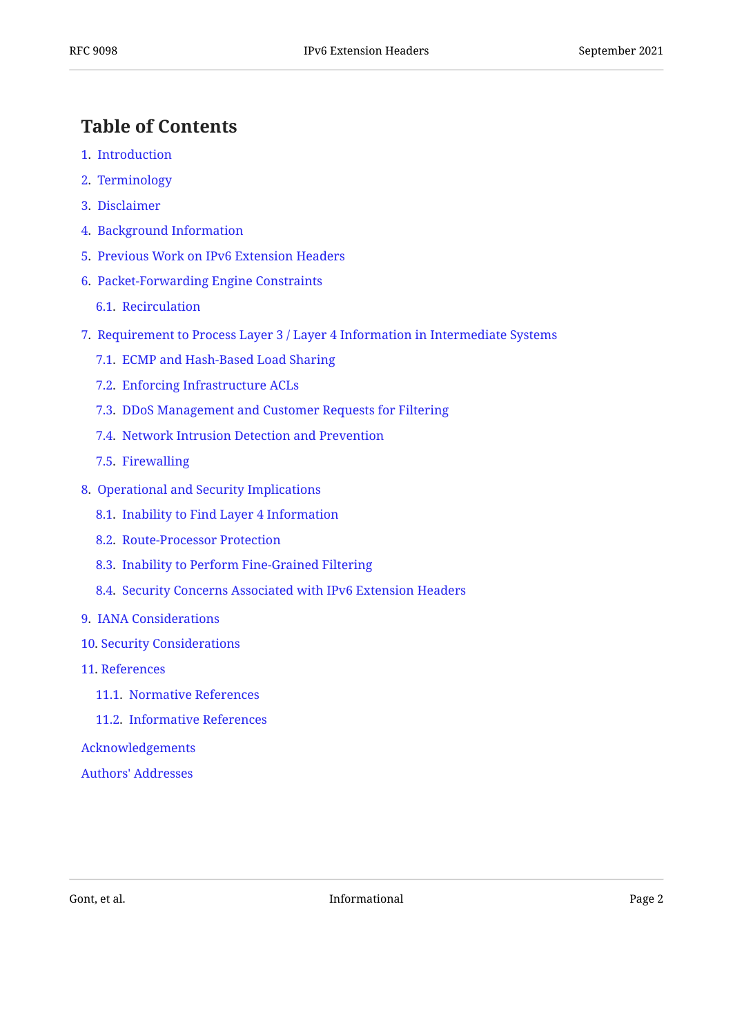## Table of Contents

1. Introduction
2. Terminology
3. Disclaimer
4. Background Information
5. Previous Work on IPv6 Extension Headers
6. Packet-Forwarding Engine Constraints
   - 6.1. Recirculation
7. Requirement to Process Layer 3 / Layer 4 Information in Intermediate Systems
   - 7.1. ECMP and Hash-Based Load Sharing
   - 7.2. Enforcing Infrastructure ACLs
   - 7.3. DDoS Management and Customer Requests for Filtering
   - 7.4. Network Intrusion Detection and Prevention
   - 7.5. Firewalling
8. Operational and Security Implications
   - 8.1. Inability to Find Layer 4 Information
   - 8.2. Route-Processor Protection
   - 8.3. Inability to Perform Fine-Grained Filtering
   - 8.4. Security Concerns Associated with IPv6 Extension Headers
9. IANA Considerations
10. Security Considerations
11. References
    - 11.1. Normative References
    - 11.2. Informative References

Acknowledgements

Authors' Addresses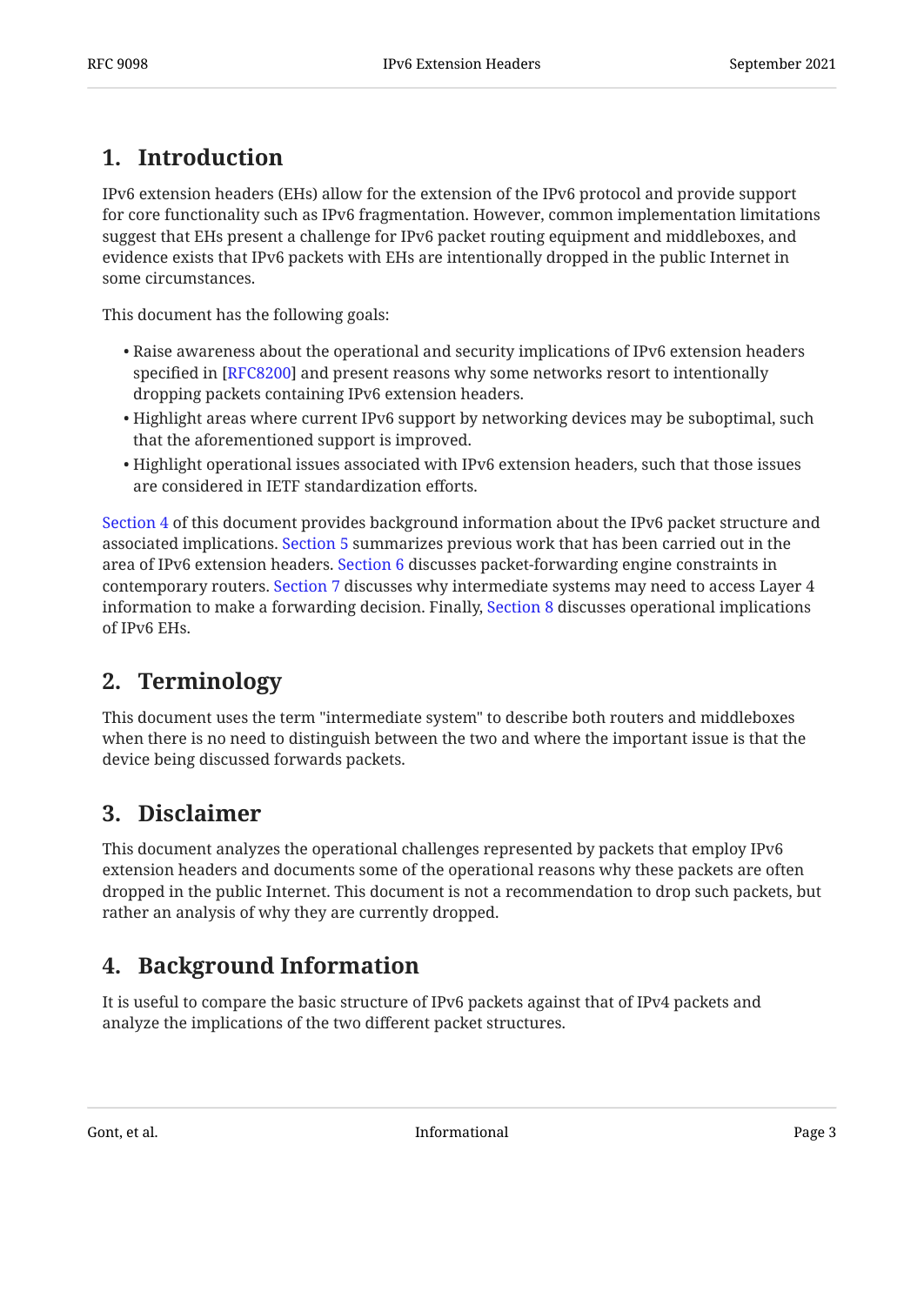## 1. Introduction

IPv6 extension headers (EHs) allow for the extension of the IPv6 protocol and provide support for core functionality such as IPv6 fragmentation. However, common implementation limitations suggest that EHs present a challenge for IPv6 packet routing equipment and middleboxes, and evidence exists that IPv6 packets with EHs are intentionally dropped in the public Internet in some circumstances.

This document has the following goals:

- Raise awareness about the operational and security implications of IPv6 extension headers specified in [RFC8200] and present reasons why some networks resort to intentionally dropping packets containing IPv6 extension headers.
- Highlight areas where current IPv6 support by networking devices may be suboptimal, such that the aforementioned support is improved.
- Highlight operational issues associated with IPv6 extension headers, such that those issues are considered in IETF standardization efforts.

Section 4 of this document provides background information about the IPv6 packet structure and associated implications. Section 5 summarizes previous work that has been carried out in the area of IPv6 extension headers. Section 6 discusses packet-forwarding engine constraints in contemporary routers. Section 7 discusses why intermediate systems may need to access Layer 4 information to make a forwarding decision. Finally, Section 8 discusses operational implications of IPv6 EHs.

## 2. Terminology

This document uses the term "intermediate system" to describe both routers and middleboxes when there is no need to distinguish between the two and where the important issue is that the device being discussed forwards packets.

## 3. Disclaimer

This document analyzes the operational challenges represented by packets that employ IPv6 extension headers and documents some of the operational reasons why these packets are often dropped in the public Internet. This document is not a recommendation to drop such packets, but rather an analysis of why they are currently dropped.

## 4. Background Information

It is useful to compare the basic structure of IPv6 packets against that of IPv4 packets and analyze the implications of the two different packet structures.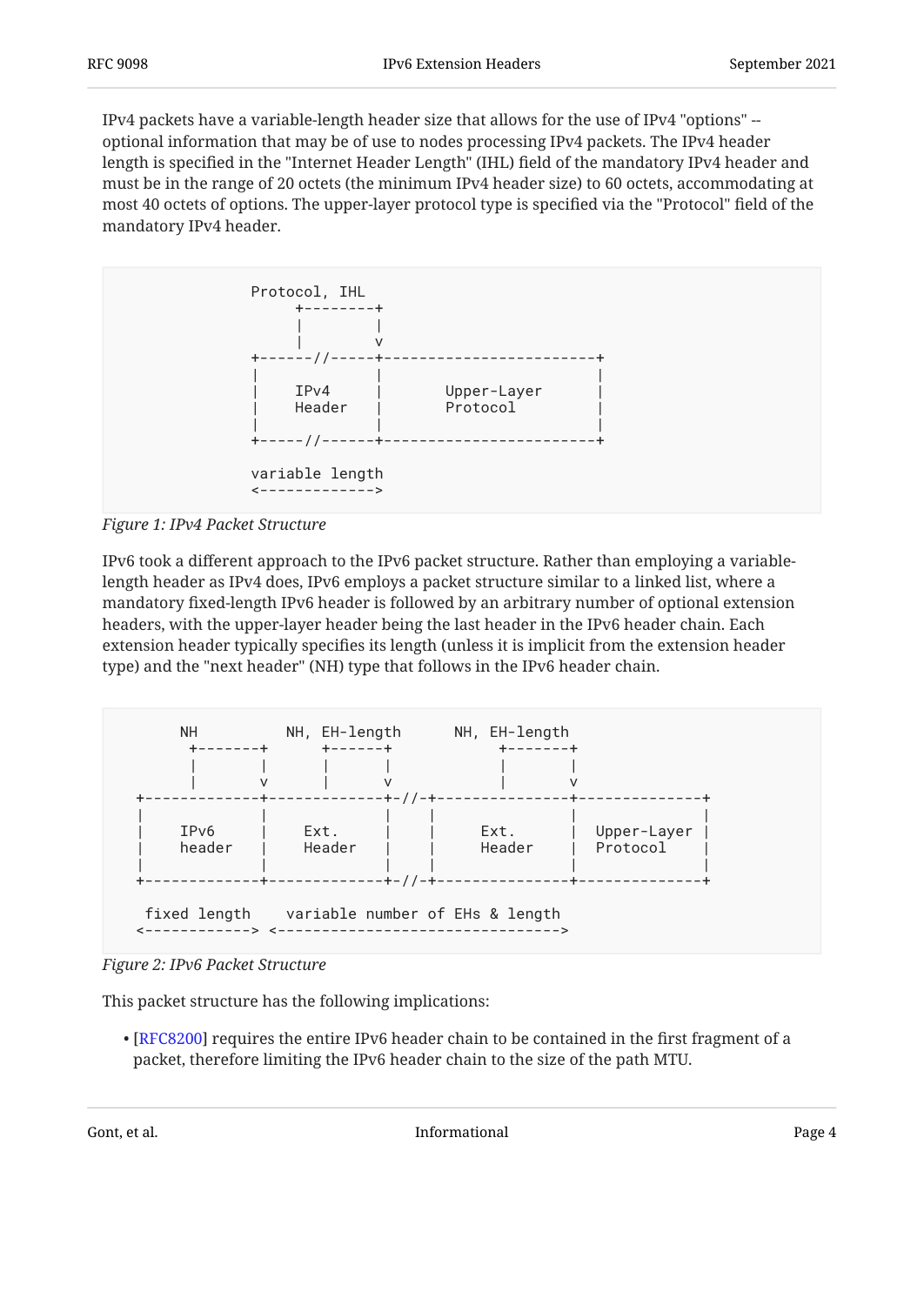IPv4 packets have a variable-length header size that allows for the use of IPv4 "options" -- optional information that may be of use to nodes processing IPv4 packets. The IPv4 header length is specified in the "Internet Header Length" (IHL) field of the mandatory IPv4 header and must be in the range of 20 octets (the minimum IPv4 header size) to 60 octets, accommodating at most 40 octets of options. The upper-layer protocol type is specified via the "Protocol" field of the mandatory IPv4 header.

```
                Protocol, IHL
                     +--------+
                     |        |
                     |        v
                +------//-----+------------------------+
                |             |                        |
                |    IPv4     |       Upper-Layer      |
                |    Header   |       Protocol         |
                |             |                        |
                +-----//------+------------------------+

                variable length
                <------------->
```

*Figure 1: IPv4 Packet Structure*

IPv6 took a different approach to the IPv6 packet structure. Rather than employing a variable-length header as IPv4 does, IPv6 employs a packet structure similar to a linked list, where a mandatory fixed-length IPv6 header is followed by an arbitrary number of optional extension headers, with the upper-layer header being the last header in the IPv6 header chain. Each extension header typically specifies its length (unless it is implicit from the extension header type) and the "next header" (NH) type that follows in the IPv6 header chain.

```
        NH          NH, EH-length      NH, EH-length
         +-------+      +------+          +-------+
         |       |      |      |          |       |
         |       v      |      v          |       v
    +-------------+-------------+-//-+---------------+--------------+
    |             |             |    |               |              |
    |    IPv6     |    Ext.     |    |    Ext.       |  Upper-Layer |
    |    header   |    Header   |    |    Header     |  Protocol    |
    |             |             |    |               |              |
    +-------------+-------------+-//-+---------------+--------------+

     fixed length    variable number of EHs & length
    <------------> <--------------------------------->
```

*Figure 2: IPv6 Packet Structure*

This packet structure has the following implications:

- [RFC8200] requires the entire IPv6 header chain to be contained in the first fragment of a packet, therefore limiting the IPv6 header chain to the size of the path MTU.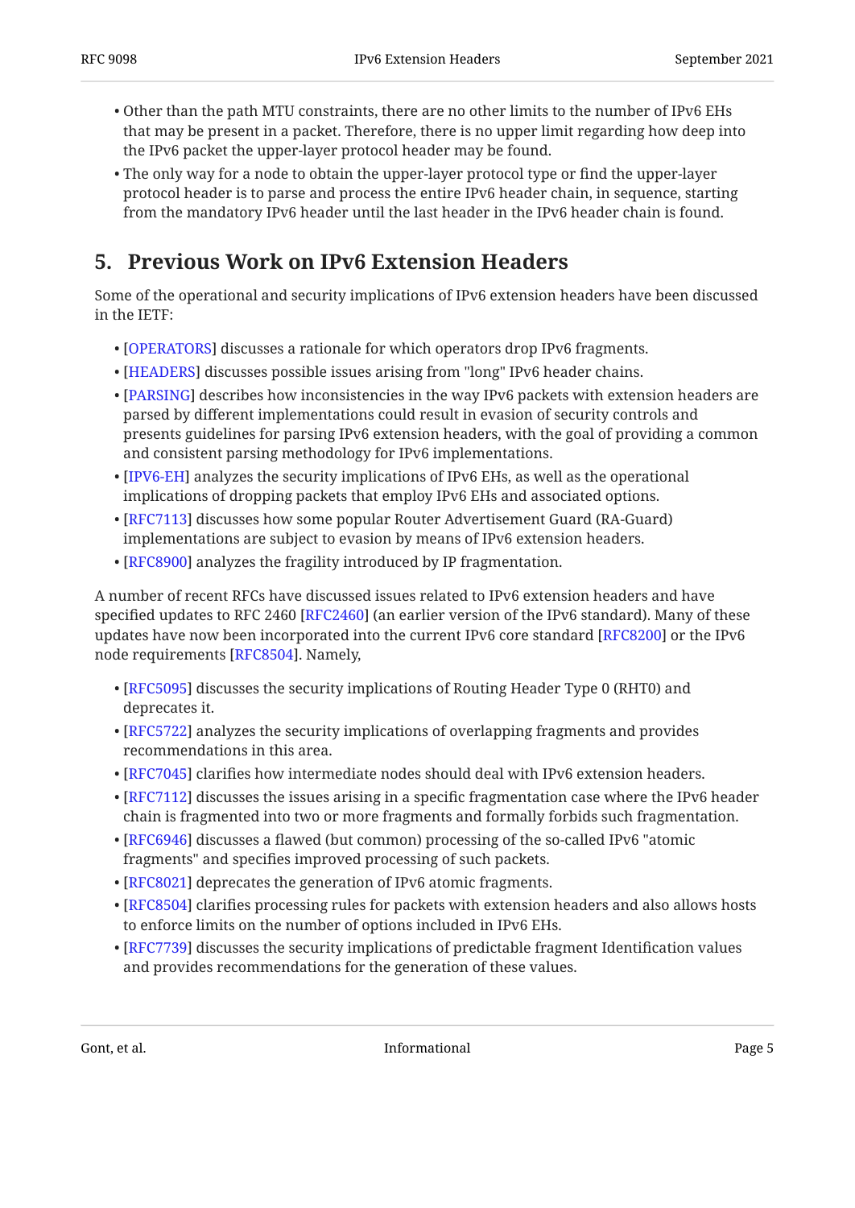- Other than the path MTU constraints, there are no other limits to the number of IPv6 EHs that may be present in a packet. Therefore, there is no upper limit regarding how deep into the IPv6 packet the upper-layer protocol header may be found.
- The only way for a node to obtain the upper-layer protocol type or find the upper-layer protocol header is to parse and process the entire IPv6 header chain, in sequence, starting from the mandatory IPv6 header until the last header in the IPv6 header chain is found.

## 5. Previous Work on IPv6 Extension Headers

Some of the operational and security implications of IPv6 extension headers have been discussed in the IETF:

- [OPERATORS] discusses a rationale for which operators drop IPv6 fragments.
- [HEADERS] discusses possible issues arising from "long" IPv6 header chains.
- [PARSING] describes how inconsistencies in the way IPv6 packets with extension headers are parsed by different implementations could result in evasion of security controls and presents guidelines for parsing IPv6 extension headers, with the goal of providing a common and consistent parsing methodology for IPv6 implementations.
- [IPV6-EH] analyzes the security implications of IPv6 EHs, as well as the operational implications of dropping packets that employ IPv6 EHs and associated options.
- [RFC7113] discusses how some popular Router Advertisement Guard (RA-Guard) implementations are subject to evasion by means of IPv6 extension headers.
- [RFC8900] analyzes the fragility introduced by IP fragmentation.

A number of recent RFCs have discussed issues related to IPv6 extension headers and have specified updates to RFC 2460 [RFC2460] (an earlier version of the IPv6 standard). Many of these updates have now been incorporated into the current IPv6 core standard [RFC8200] or the IPv6 node requirements [RFC8504]. Namely,

- [RFC5095] discusses the security implications of Routing Header Type 0 (RHT0) and deprecates it.
- [RFC5722] analyzes the security implications of overlapping fragments and provides recommendations in this area.
- [RFC7045] clarifies how intermediate nodes should deal with IPv6 extension headers.
- [RFC7112] discusses the issues arising in a specific fragmentation case where the IPv6 header chain is fragmented into two or more fragments and formally forbids such fragmentation.
- [RFC6946] discusses a flawed (but common) processing of the so-called IPv6 "atomic fragments" and specifies improved processing of such packets.
- [RFC8021] deprecates the generation of IPv6 atomic fragments.
- [RFC8504] clarifies processing rules for packets with extension headers and also allows hosts to enforce limits on the number of options included in IPv6 EHs.
- [RFC7739] discusses the security implications of predictable fragment Identification values and provides recommendations for the generation of these values.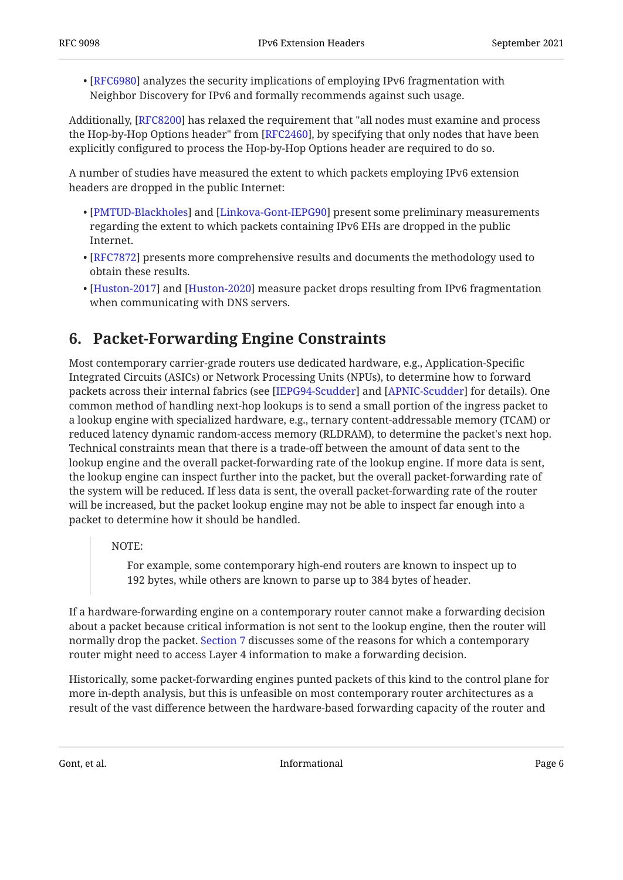- [RFC6980] analyzes the security implications of employing IPv6 fragmentation with Neighbor Discovery for IPv6 and formally recommends against such usage.

Additionally, [RFC8200] has relaxed the requirement that "all nodes must examine and process the Hop-by-Hop Options header" from [RFC2460], by specifying that only nodes that have been explicitly configured to process the Hop-by-Hop Options header are required to do so.

A number of studies have measured the extent to which packets employing IPv6 extension headers are dropped in the public Internet:

- [PMTUD-Blackholes] and [Linkova-Gont-IEPG90] present some preliminary measurements regarding the extent to which packets containing IPv6 EHs are dropped in the public Internet.
- [RFC7872] presents more comprehensive results and documents the methodology used to obtain these results.
- [Huston-2017] and [Huston-2020] measure packet drops resulting from IPv6 fragmentation when communicating with DNS servers.

## 6. Packet-Forwarding Engine Constraints

Most contemporary carrier-grade routers use dedicated hardware, e.g., Application-Specific Integrated Circuits (ASICs) or Network Processing Units (NPUs), to determine how to forward packets across their internal fabrics (see [IEPG94-Scudder] and [APNIC-Scudder] for details). One common method of handling next-hop lookups is to send a small portion of the ingress packet to a lookup engine with specialized hardware, e.g., ternary content-addressable memory (TCAM) or reduced latency dynamic random-access memory (RLDRAM), to determine the packet's next hop. Technical constraints mean that there is a trade-off between the amount of data sent to the lookup engine and the overall packet-forwarding rate of the lookup engine. If more data is sent, the lookup engine can inspect further into the packet, but the overall packet-forwarding rate of the system will be reduced. If less data is sent, the overall packet-forwarding rate of the router will be increased, but the packet lookup engine may not be able to inspect far enough into a packet to determine how it should be handled.

> NOTE:
>
> For example, some contemporary high-end routers are known to inspect up to 192 bytes, while others are known to parse up to 384 bytes of header.

If a hardware-forwarding engine on a contemporary router cannot make a forwarding decision about a packet because critical information is not sent to the lookup engine, then the router will normally drop the packet. Section 7 discusses some of the reasons for which a contemporary router might need to access Layer 4 information to make a forwarding decision.

Historically, some packet-forwarding engines punted packets of this kind to the control plane for more in-depth analysis, but this is unfeasible on most contemporary router architectures as a result of the vast difference between the hardware-based forwarding capacity of the router and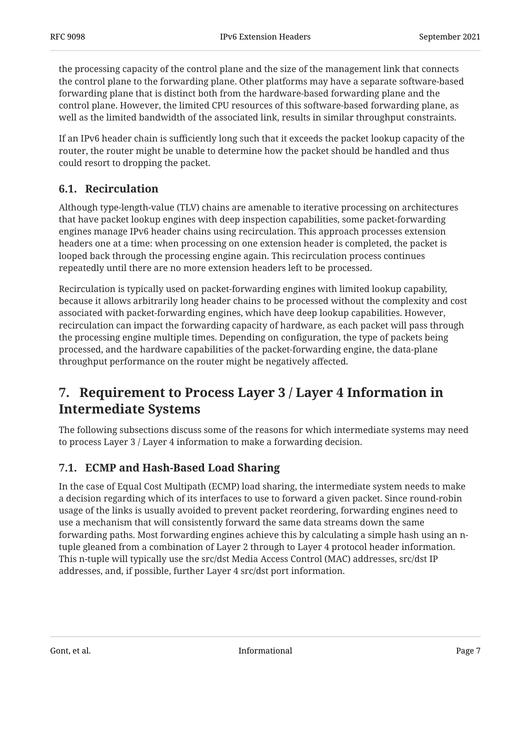the processing capacity of the control plane and the size of the management link that connects the control plane to the forwarding plane. Other platforms may have a separate software-based forwarding plane that is distinct both from the hardware-based forwarding plane and the control plane. However, the limited CPU resources of this software-based forwarding plane, as well as the limited bandwidth of the associated link, results in similar throughput constraints.

If an IPv6 header chain is sufficiently long such that it exceeds the packet lookup capacity of the router, the router might be unable to determine how the packet should be handled and thus could resort to dropping the packet.

### 6.1. Recirculation

Although type-length-value (TLV) chains are amenable to iterative processing on architectures that have packet lookup engines with deep inspection capabilities, some packet-forwarding engines manage IPv6 header chains using recirculation. This approach processes extension headers one at a time: when processing on one extension header is completed, the packet is looped back through the processing engine again. This recirculation process continues repeatedly until there are no more extension headers left to be processed.

Recirculation is typically used on packet-forwarding engines with limited lookup capability, because it allows arbitrarily long header chains to be processed without the complexity and cost associated with packet-forwarding engines, which have deep lookup capabilities. However, recirculation can impact the forwarding capacity of hardware, as each packet will pass through the processing engine multiple times. Depending on configuration, the type of packets being processed, and the hardware capabilities of the packet-forwarding engine, the data-plane throughput performance on the router might be negatively affected.

## 7. Requirement to Process Layer 3 / Layer 4 Information in Intermediate Systems

The following subsections discuss some of the reasons for which intermediate systems may need to process Layer 3 / Layer 4 information to make a forwarding decision.

### 7.1. ECMP and Hash-Based Load Sharing

In the case of Equal Cost Multipath (ECMP) load sharing, the intermediate system needs to make a decision regarding which of its interfaces to use to forward a given packet. Since round-robin usage of the links is usually avoided to prevent packet reordering, forwarding engines need to use a mechanism that will consistently forward the same data streams down the same forwarding paths. Most forwarding engines achieve this by calculating a simple hash using an n-tuple gleaned from a combination of Layer 2 through to Layer 4 protocol header information. This n-tuple will typically use the src/dst Media Access Control (MAC) addresses, src/dst IP addresses, and, if possible, further Layer 4 src/dst port information.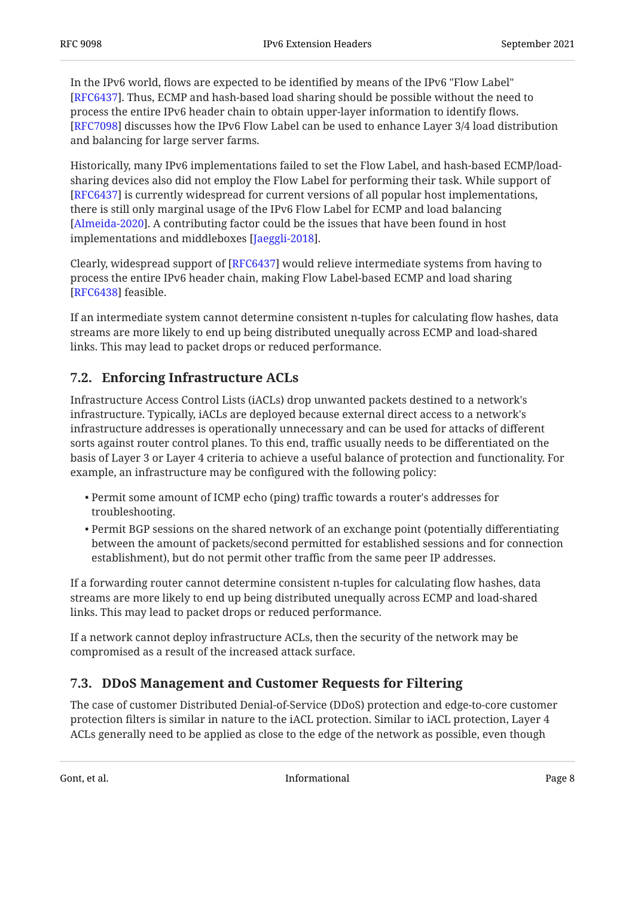In the IPv6 world, flows are expected to be identified by means of the IPv6 "Flow Label" [RFC6437]. Thus, ECMP and hash-based load sharing should be possible without the need to process the entire IPv6 header chain to obtain upper-layer information to identify flows. [RFC7098] discusses how the IPv6 Flow Label can be used to enhance Layer 3/4 load distribution and balancing for large server farms.

Historically, many IPv6 implementations failed to set the Flow Label, and hash-based ECMP/load-sharing devices also did not employ the Flow Label for performing their task. While support of [RFC6437] is currently widespread for current versions of all popular host implementations, there is still only marginal usage of the IPv6 Flow Label for ECMP and load balancing [Almeida-2020]. A contributing factor could be the issues that have been found in host implementations and middleboxes [Jaeggli-2018].

Clearly, widespread support of [RFC6437] would relieve intermediate systems from having to process the entire IPv6 header chain, making Flow Label-based ECMP and load sharing [RFC6438] feasible.

If an intermediate system cannot determine consistent n-tuples for calculating flow hashes, data streams are more likely to end up being distributed unequally across ECMP and load-shared links. This may lead to packet drops or reduced performance.

## 7.2. Enforcing Infrastructure ACLs

Infrastructure Access Control Lists (iACLs) drop unwanted packets destined to a network's infrastructure. Typically, iACLs are deployed because external direct access to a network's infrastructure addresses is operationally unnecessary and can be used for attacks of different sorts against router control planes. To this end, traffic usually needs to be differentiated on the basis of Layer 3 or Layer 4 criteria to achieve a useful balance of protection and functionality. For example, an infrastructure may be configured with the following policy:

- Permit some amount of ICMP echo (ping) traffic towards a router's addresses for troubleshooting.
- Permit BGP sessions on the shared network of an exchange point (potentially differentiating between the amount of packets/second permitted for established sessions and for connection establishment), but do not permit other traffic from the same peer IP addresses.

If a forwarding router cannot determine consistent n-tuples for calculating flow hashes, data streams are more likely to end up being distributed unequally across ECMP and load-shared links. This may lead to packet drops or reduced performance.

If a network cannot deploy infrastructure ACLs, then the security of the network may be compromised as a result of the increased attack surface.

## 7.3. DDoS Management and Customer Requests for Filtering

The case of customer Distributed Denial-of-Service (DDoS) protection and edge-to-core customer protection filters is similar in nature to the iACL protection. Similar to iACL protection, Layer 4 ACLs generally need to be applied as close to the edge of the network as possible, even though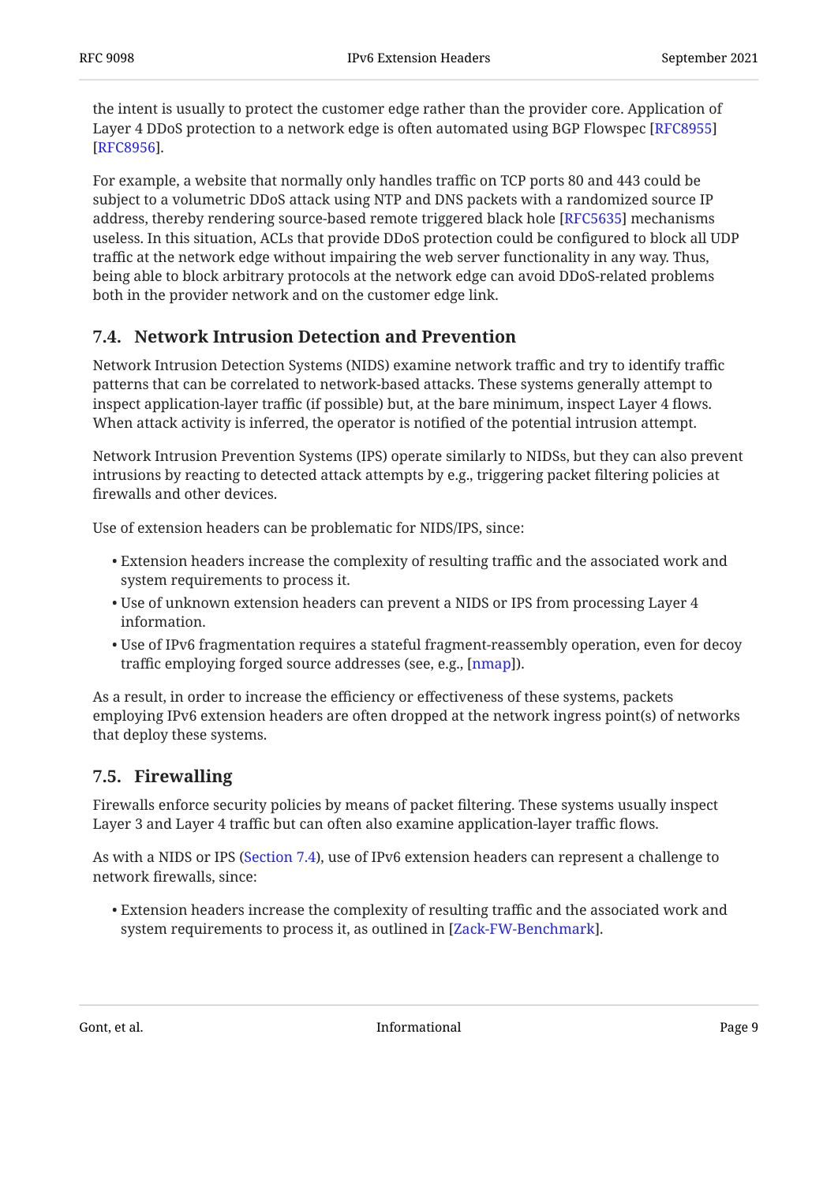the intent is usually to protect the customer edge rather than the provider core. Application of Layer 4 DDoS protection to a network edge is often automated using BGP Flowspec [RFC8955] [RFC8956].

For example, a website that normally only handles traffic on TCP ports 80 and 443 could be subject to a volumetric DDoS attack using NTP and DNS packets with a randomized source IP address, thereby rendering source-based remote triggered black hole [RFC5635] mechanisms useless. In this situation, ACLs that provide DDoS protection could be configured to block all UDP traffic at the network edge without impairing the web server functionality in any way. Thus, being able to block arbitrary protocols at the network edge can avoid DDoS-related problems both in the provider network and on the customer edge link.

## 7.4. Network Intrusion Detection and Prevention

Network Intrusion Detection Systems (NIDS) examine network traffic and try to identify traffic patterns that can be correlated to network-based attacks. These systems generally attempt to inspect application-layer traffic (if possible) but, at the bare minimum, inspect Layer 4 flows. When attack activity is inferred, the operator is notified of the potential intrusion attempt.

Network Intrusion Prevention Systems (IPS) operate similarly to NIDSs, but they can also prevent intrusions by reacting to detected attack attempts by e.g., triggering packet filtering policies at firewalls and other devices.

Use of extension headers can be problematic for NIDS/IPS, since:

- Extension headers increase the complexity of resulting traffic and the associated work and system requirements to process it.
- Use of unknown extension headers can prevent a NIDS or IPS from processing Layer 4 information.
- Use of IPv6 fragmentation requires a stateful fragment-reassembly operation, even for decoy traffic employing forged source addresses (see, e.g., [nmap]).

As a result, in order to increase the efficiency or effectiveness of these systems, packets employing IPv6 extension headers are often dropped at the network ingress point(s) of networks that deploy these systems.

## 7.5. Firewalling

Firewalls enforce security policies by means of packet filtering. These systems usually inspect Layer 3 and Layer 4 traffic but can often also examine application-layer traffic flows.

As with a NIDS or IPS (Section 7.4), use of IPv6 extension headers can represent a challenge to network firewalls, since:

- Extension headers increase the complexity of resulting traffic and the associated work and system requirements to process it, as outlined in [Zack-FW-Benchmark].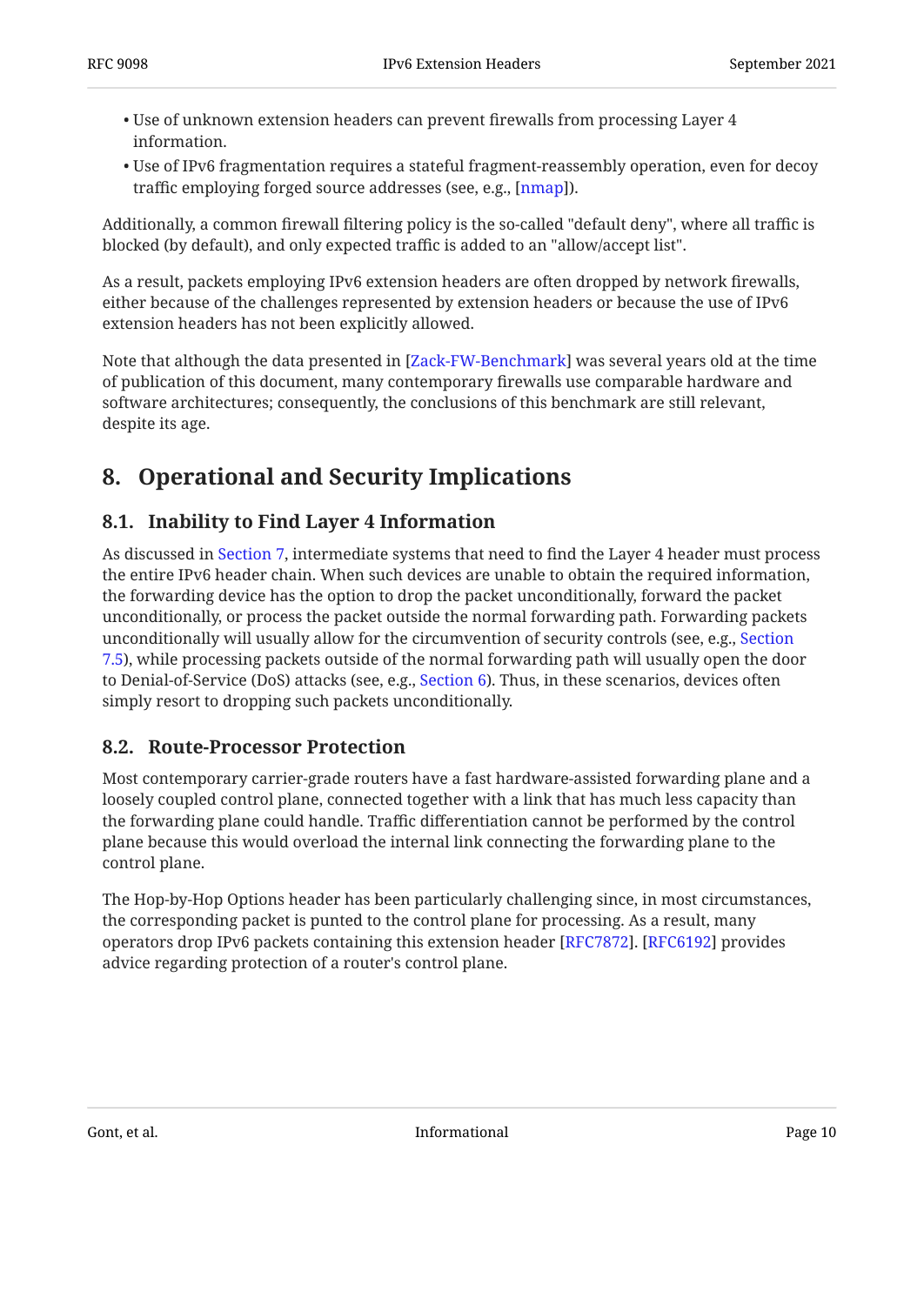- Use of unknown extension headers can prevent firewalls from processing Layer 4 information.
- Use of IPv6 fragmentation requires a stateful fragment-reassembly operation, even for decoy traffic employing forged source addresses (see, e.g., [nmap]).

Additionally, a common firewall filtering policy is the so-called "default deny", where all traffic is blocked (by default), and only expected traffic is added to an "allow/accept list".

As a result, packets employing IPv6 extension headers are often dropped by network firewalls, either because of the challenges represented by extension headers or because the use of IPv6 extension headers has not been explicitly allowed.

Note that although the data presented in [Zack-FW-Benchmark] was several years old at the time of publication of this document, many contemporary firewalls use comparable hardware and software architectures; consequently, the conclusions of this benchmark are still relevant, despite its age.

## 8. Operational and Security Implications

### 8.1. Inability to Find Layer 4 Information

As discussed in Section 7, intermediate systems that need to find the Layer 4 header must process the entire IPv6 header chain. When such devices are unable to obtain the required information, the forwarding device has the option to drop the packet unconditionally, forward the packet unconditionally, or process the packet outside the normal forwarding path. Forwarding packets unconditionally will usually allow for the circumvention of security controls (see, e.g., Section 7.5), while processing packets outside of the normal forwarding path will usually open the door to Denial-of-Service (DoS) attacks (see, e.g., Section 6). Thus, in these scenarios, devices often simply resort to dropping such packets unconditionally.

### 8.2. Route-Processor Protection

Most contemporary carrier-grade routers have a fast hardware-assisted forwarding plane and a loosely coupled control plane, connected together with a link that has much less capacity than the forwarding plane could handle. Traffic differentiation cannot be performed by the control plane because this would overload the internal link connecting the forwarding plane to the control plane.

The Hop-by-Hop Options header has been particularly challenging since, in most circumstances, the corresponding packet is punted to the control plane for processing. As a result, many operators drop IPv6 packets containing this extension header [RFC7872]. [RFC6192] provides advice regarding protection of a router's control plane.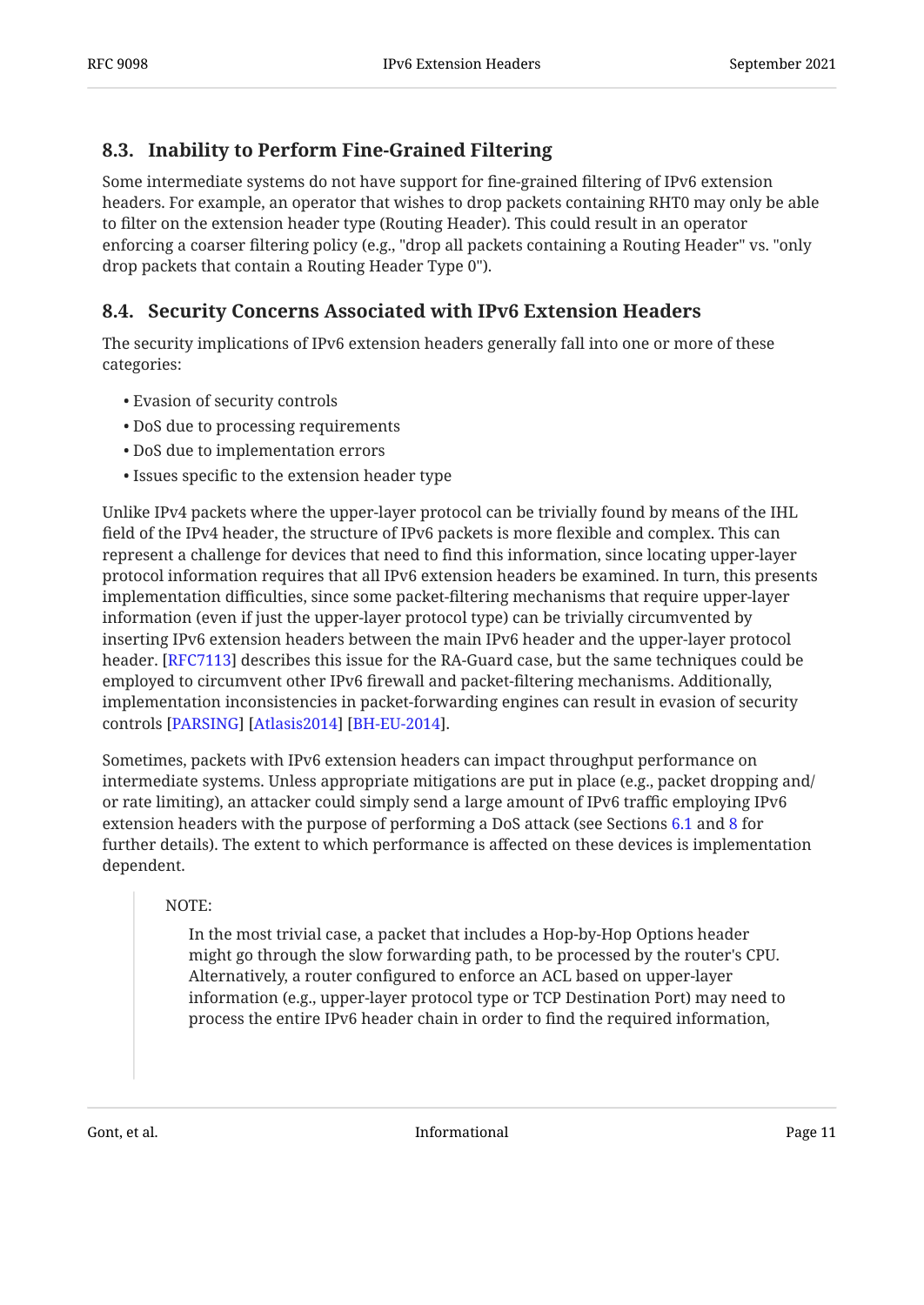### 8.3. Inability to Perform Fine-Grained Filtering

Some intermediate systems do not have support for fine-grained filtering of IPv6 extension headers. For example, an operator that wishes to drop packets containing RHT0 may only be able to filter on the extension header type (Routing Header). This could result in an operator enforcing a coarser filtering policy (e.g., "drop all packets containing a Routing Header" vs. "only drop packets that contain a Routing Header Type 0").

### 8.4. Security Concerns Associated with IPv6 Extension Headers

The security implications of IPv6 extension headers generally fall into one or more of these categories:

- Evasion of security controls
- DoS due to processing requirements
- DoS due to implementation errors
- Issues specific to the extension header type

Unlike IPv4 packets where the upper-layer protocol can be trivially found by means of the IHL field of the IPv4 header, the structure of IPv6 packets is more flexible and complex. This can represent a challenge for devices that need to find this information, since locating upper-layer protocol information requires that all IPv6 extension headers be examined. In turn, this presents implementation difficulties, since some packet-filtering mechanisms that require upper-layer information (even if just the upper-layer protocol type) can be trivially circumvented by inserting IPv6 extension headers between the main IPv6 header and the upper-layer protocol header. [RFC7113] describes this issue for the RA-Guard case, but the same techniques could be employed to circumvent other IPv6 firewall and packet-filtering mechanisms. Additionally, implementation inconsistencies in packet-forwarding engines can result in evasion of security controls [PARSING] [Atlasis2014] [BH-EU-2014].

Sometimes, packets with IPv6 extension headers can impact throughput performance on intermediate systems. Unless appropriate mitigations are put in place (e.g., packet dropping and/or rate limiting), an attacker could simply send a large amount of IPv6 traffic employing IPv6 extension headers with the purpose of performing a DoS attack (see Sections 6.1 and 8 for further details). The extent to which performance is affected on these devices is implementation dependent.

> NOTE:
>
> In the most trivial case, a packet that includes a Hop-by-Hop Options header might go through the slow forwarding path, to be processed by the router's CPU. Alternatively, a router configured to enforce an ACL based on upper-layer information (e.g., upper-layer protocol type or TCP Destination Port) may need to process the entire IPv6 header chain in order to find the required information,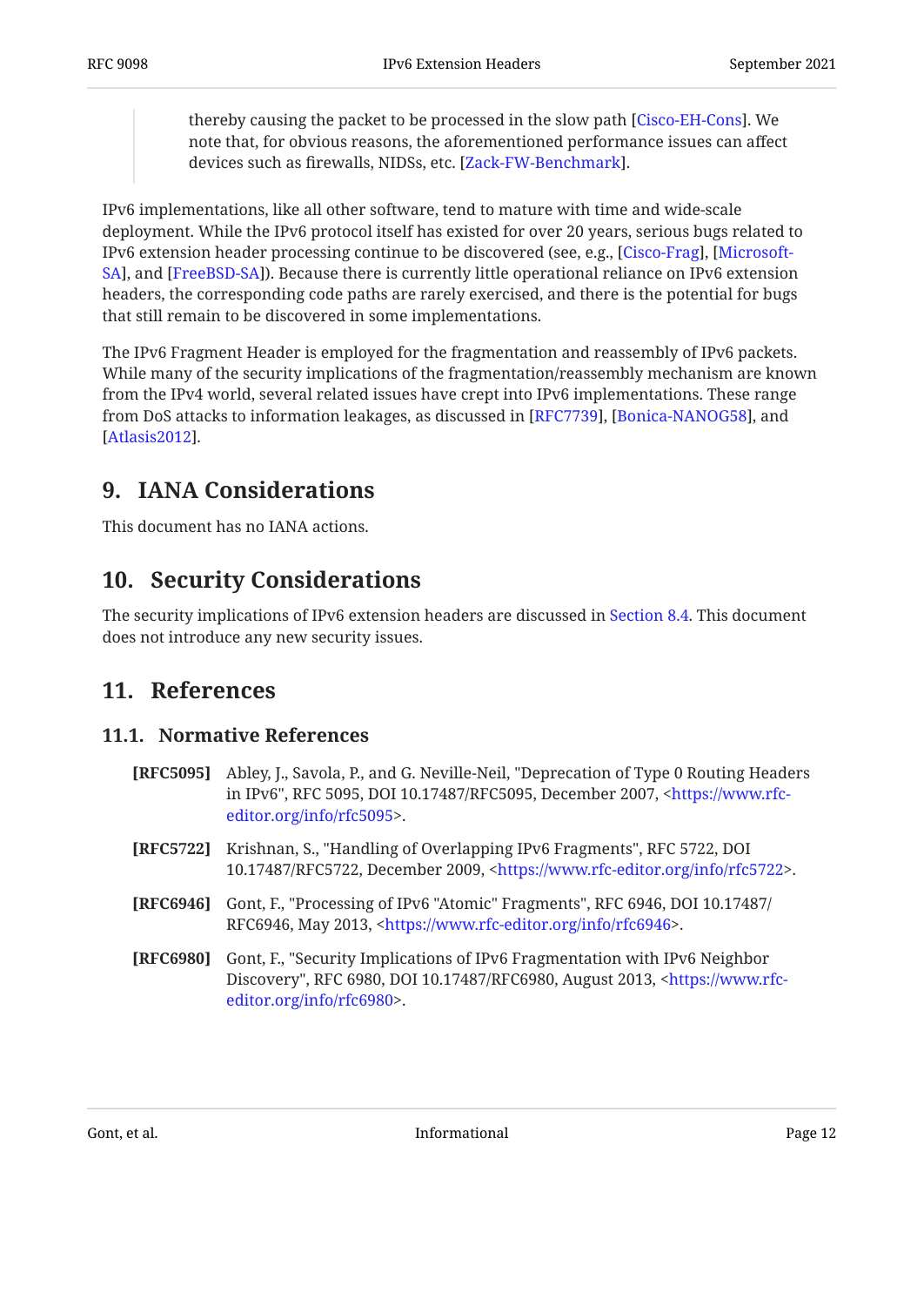> thereby causing the packet to be processed in the slow path [Cisco-EH-Cons]. We note that, for obvious reasons, the aforementioned performance issues can affect devices such as firewalls, NIDSs, etc. [Zack-FW-Benchmark].

IPv6 implementations, like all other software, tend to mature with time and wide-scale deployment. While the IPv6 protocol itself has existed for over 20 years, serious bugs related to IPv6 extension header processing continue to be discovered (see, e.g., [Cisco-Frag], [Microsoft-SA], and [FreeBSD-SA]). Because there is currently little operational reliance on IPv6 extension headers, the corresponding code paths are rarely exercised, and there is the potential for bugs that still remain to be discovered in some implementations.

The IPv6 Fragment Header is employed for the fragmentation and reassembly of IPv6 packets. While many of the security implications of the fragmentation/reassembly mechanism are known from the IPv4 world, several related issues have crept into IPv6 implementations. These range from DoS attacks to information leakages, as discussed in [RFC7739], [Bonica-NANOG58], and [Atlasis2012].

## 9. IANA Considerations

This document has no IANA actions.

## 10. Security Considerations

The security implications of IPv6 extension headers are discussed in Section 8.4. This document does not introduce any new security issues.

## 11. References

### 11.1. Normative References

**[RFC5095]** Abley, J., Savola, P., and G. Neville-Neil, "Deprecation of Type 0 Routing Headers in IPv6", RFC 5095, DOI 10.17487/RFC5095, December 2007, <https://www.rfc-editor.org/info/rfc5095>.

**[RFC5722]** Krishnan, S., "Handling of Overlapping IPv6 Fragments", RFC 5722, DOI 10.17487/RFC5722, December 2009, <https://www.rfc-editor.org/info/rfc5722>.

**[RFC6946]** Gont, F., "Processing of IPv6 "Atomic" Fragments", RFC 6946, DOI 10.17487/RFC6946, May 2013, <https://www.rfc-editor.org/info/rfc6946>.

**[RFC6980]** Gont, F., "Security Implications of IPv6 Fragmentation with IPv6 Neighbor Discovery", RFC 6980, DOI 10.17487/RFC6980, August 2013, <https://www.rfc-editor.org/info/rfc6980>.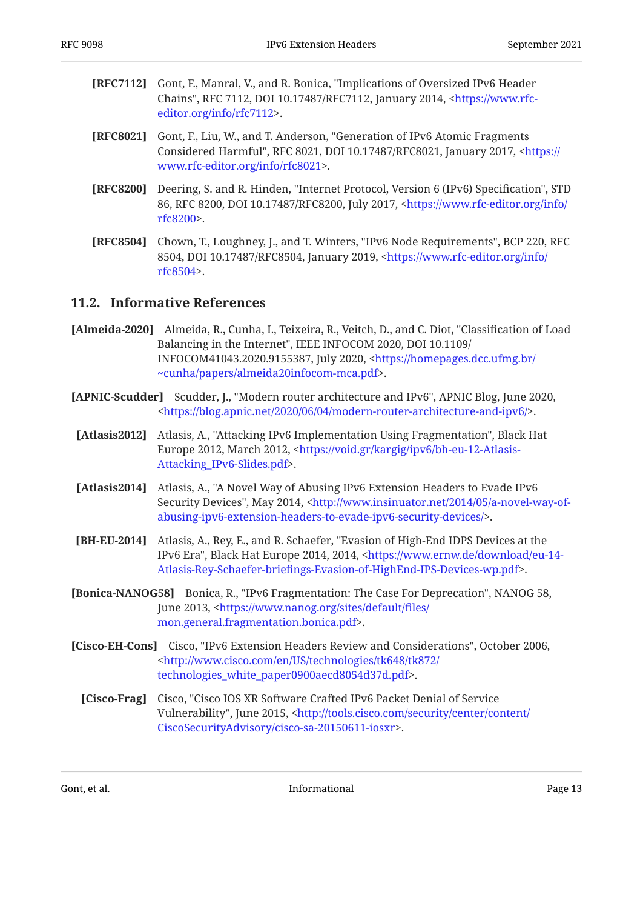**[RFC7112]** Gont, F., Manral, V., and R. Bonica, "Implications of Oversized IPv6 Header Chains", RFC 7112, DOI 10.17487/RFC7112, January 2014, <https://www.rfc-editor.org/info/rfc7112>.

**[RFC8021]** Gont, F., Liu, W., and T. Anderson, "Generation of IPv6 Atomic Fragments Considered Harmful", RFC 8021, DOI 10.17487/RFC8021, January 2017, <https://www.rfc-editor.org/info/rfc8021>.

**[RFC8200]** Deering, S. and R. Hinden, "Internet Protocol, Version 6 (IPv6) Specification", STD 86, RFC 8200, DOI 10.17487/RFC8200, July 2017, <https://www.rfc-editor.org/info/rfc8200>.

**[RFC8504]** Chown, T., Loughney, J., and T. Winters, "IPv6 Node Requirements", BCP 220, RFC 8504, DOI 10.17487/RFC8504, January 2019, <https://www.rfc-editor.org/info/rfc8504>.

### 11.2. Informative References

**[Almeida-2020]** Almeida, R., Cunha, I., Teixeira, R., Veitch, D., and C. Diot, "Classification of Load Balancing in the Internet", IEEE INFOCOM 2020, DOI 10.1109/INFOCOM41043.2020.9155387, July 2020, <https://homepages.dcc.ufmg.br/~cunha/papers/almeida20infocom-mca.pdf>.

**[APNIC-Scudder]** Scudder, J., "Modern router architecture and IPv6", APNIC Blog, June 2020, <https://blog.apnic.net/2020/06/04/modern-router-architecture-and-ipv6/>.

**[Atlasis2012]** Atlasis, A., "Attacking IPv6 Implementation Using Fragmentation", Black Hat Europe 2012, March 2012, <https://void.gr/kargig/ipv6/bh-eu-12-Atlasis-Attacking_IPv6-Slides.pdf>.

**[Atlasis2014]** Atlasis, A., "A Novel Way of Abusing IPv6 Extension Headers to Evade IPv6 Security Devices", May 2014, <http://www.insinuator.net/2014/05/a-novel-way-of-abusing-ipv6-extension-headers-to-evade-ipv6-security-devices/>.

**[BH-EU-2014]** Atlasis, A., Rey, E., and R. Schaefer, "Evasion of High-End IDPS Devices at the IPv6 Era", Black Hat Europe 2014, 2014, <https://www.ernw.de/download/eu-14-Atlasis-Rey-Schaefer-briefings-Evasion-of-HighEnd-IPS-Devices-wp.pdf>.

**[Bonica-NANOG58]** Bonica, R., "IPv6 Fragmentation: The Case For Deprecation", NANOG 58, June 2013, <https://www.nanog.org/sites/default/files/mon.general.fragmentation.bonica.pdf>.

**[Cisco-EH-Cons]** Cisco, "IPv6 Extension Headers Review and Considerations", October 2006, <http://www.cisco.com/en/US/technologies/tk648/tk872/technologies_white_paper0900aecd8054d37d.pdf>.

**[Cisco-Frag]** Cisco, "Cisco IOS XR Software Crafted IPv6 Packet Denial of Service Vulnerability", June 2015, <http://tools.cisco.com/security/center/content/CiscoSecurityAdvisory/cisco-sa-20150611-iosxr>.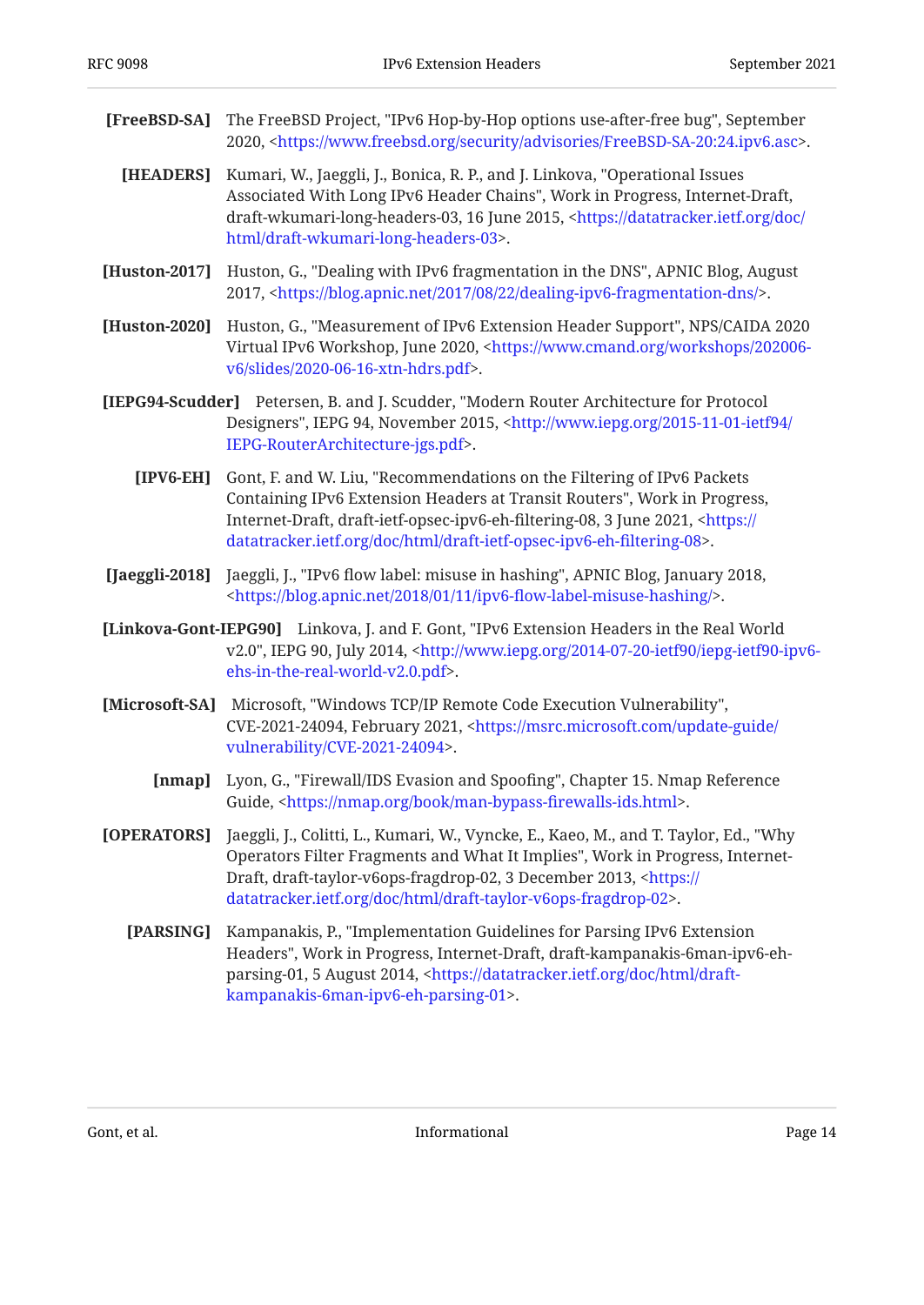**[FreeBSD-SA]** The FreeBSD Project, "IPv6 Hop-by-Hop options use-after-free bug", September 2020, <https://www.freebsd.org/security/advisories/FreeBSD-SA-20:24.ipv6.asc>.

**[HEADERS]** Kumari, W., Jaeggli, J., Bonica, R. P., and J. Linkova, "Operational Issues Associated With Long IPv6 Header Chains", Work in Progress, Internet-Draft, draft-wkumari-long-headers-03, 16 June 2015, <https://datatracker.ietf.org/doc/html/draft-wkumari-long-headers-03>.

**[Huston-2017]** Huston, G., "Dealing with IPv6 fragmentation in the DNS", APNIC Blog, August 2017, <https://blog.apnic.net/2017/08/22/dealing-ipv6-fragmentation-dns/>.

**[Huston-2020]** Huston, G., "Measurement of IPv6 Extension Header Support", NPS/CAIDA 2020 Virtual IPv6 Workshop, June 2020, <https://www.cmand.org/workshops/202006-v6/slides/2020-06-16-xtn-hdrs.pdf>.

**[IEPG94-Scudder]** Petersen, B. and J. Scudder, "Modern Router Architecture for Protocol Designers", IEPG 94, November 2015, <http://www.iepg.org/2015-11-01-ietf94/IEPG-RouterArchitecture-jgs.pdf>.

**[IPV6-EH]** Gont, F. and W. Liu, "Recommendations on the Filtering of IPv6 Packets Containing IPv6 Extension Headers at Transit Routers", Work in Progress, Internet-Draft, draft-ietf-opsec-ipv6-eh-filtering-08, 3 June 2021, <https://datatracker.ietf.org/doc/html/draft-ietf-opsec-ipv6-eh-filtering-08>.

**[Jaeggli-2018]** Jaeggli, J., "IPv6 flow label: misuse in hashing", APNIC Blog, January 2018, <https://blog.apnic.net/2018/01/11/ipv6-flow-label-misuse-hashing/>.

**[Linkova-Gont-IEPG90]** Linkova, J. and F. Gont, "IPv6 Extension Headers in the Real World v2.0", IEPG 90, July 2014, <http://www.iepg.org/2014-07-20-ietf90/iepg-ietf90-ipv6-ehs-in-the-real-world-v2.0.pdf>.

**[Microsoft-SA]** Microsoft, "Windows TCP/IP Remote Code Execution Vulnerability", CVE-2021-24094, February 2021, <https://msrc.microsoft.com/update-guide/vulnerability/CVE-2021-24094>.

**[nmap]** Lyon, G., "Firewall/IDS Evasion and Spoofing", Chapter 15. Nmap Reference Guide, <https://nmap.org/book/man-bypass-firewalls-ids.html>.

**[OPERATORS]** Jaeggli, J., Colitti, L., Kumari, W., Vyncke, E., Kaeo, M., and T. Taylor, Ed., "Why Operators Filter Fragments and What It Implies", Work in Progress, Internet-Draft, draft-taylor-v6ops-fragdrop-02, 3 December 2013, <https://datatracker.ietf.org/doc/html/draft-taylor-v6ops-fragdrop-02>.

**[PARSING]** Kampanakis, P., "Implementation Guidelines for Parsing IPv6 Extension Headers", Work in Progress, Internet-Draft, draft-kampanakis-6man-ipv6-eh-parsing-01, 5 August 2014, <https://datatracker.ietf.org/doc/html/draft-kampanakis-6man-ipv6-eh-parsing-01>.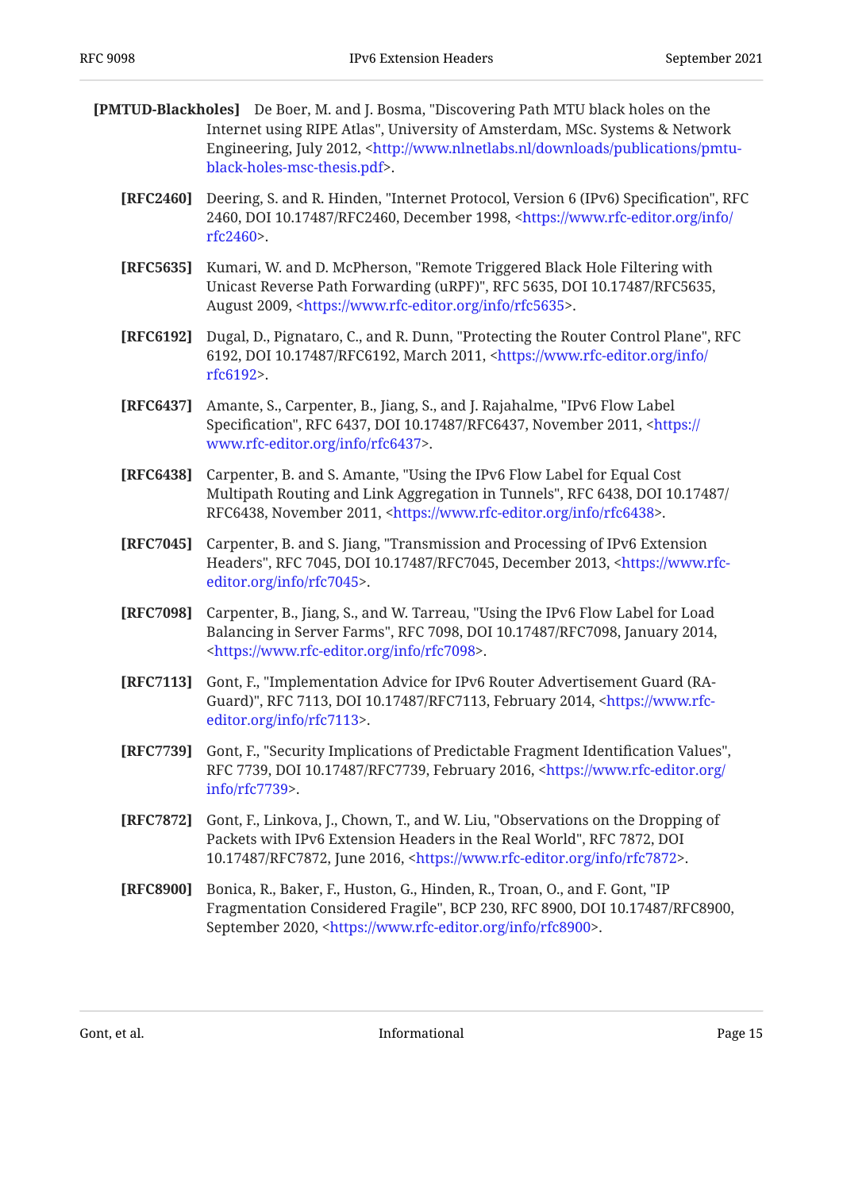**[PMTUD-Blackholes]** De Boer, M. and J. Bosma, "Discovering Path MTU black holes on the Internet using RIPE Atlas", University of Amsterdam, MSc. Systems & Network Engineering, July 2012, <http://www.nlnetlabs.nl/downloads/publications/pmtu-black-holes-msc-thesis.pdf>.

**[RFC2460]** Deering, S. and R. Hinden, "Internet Protocol, Version 6 (IPv6) Specification", RFC 2460, DOI 10.17487/RFC2460, December 1998, <https://www.rfc-editor.org/info/rfc2460>.

**[RFC5635]** Kumari, W. and D. McPherson, "Remote Triggered Black Hole Filtering with Unicast Reverse Path Forwarding (uRPF)", RFC 5635, DOI 10.17487/RFC5635, August 2009, <https://www.rfc-editor.org/info/rfc5635>.

**[RFC6192]** Dugal, D., Pignataro, C., and R. Dunn, "Protecting the Router Control Plane", RFC 6192, DOI 10.17487/RFC6192, March 2011, <https://www.rfc-editor.org/info/rfc6192>.

**[RFC6437]** Amante, S., Carpenter, B., Jiang, S., and J. Rajahalme, "IPv6 Flow Label Specification", RFC 6437, DOI 10.17487/RFC6437, November 2011, <https://www.rfc-editor.org/info/rfc6437>.

**[RFC6438]** Carpenter, B. and S. Amante, "Using the IPv6 Flow Label for Equal Cost Multipath Routing and Link Aggregation in Tunnels", RFC 6438, DOI 10.17487/RFC6438, November 2011, <https://www.rfc-editor.org/info/rfc6438>.

**[RFC7045]** Carpenter, B. and S. Jiang, "Transmission and Processing of IPv6 Extension Headers", RFC 7045, DOI 10.17487/RFC7045, December 2013, <https://www.rfc-editor.org/info/rfc7045>.

**[RFC7098]** Carpenter, B., Jiang, S., and W. Tarreau, "Using the IPv6 Flow Label for Load Balancing in Server Farms", RFC 7098, DOI 10.17487/RFC7098, January 2014, <https://www.rfc-editor.org/info/rfc7098>.

**[RFC7113]** Gont, F., "Implementation Advice for IPv6 Router Advertisement Guard (RA-Guard)", RFC 7113, DOI 10.17487/RFC7113, February 2014, <https://www.rfc-editor.org/info/rfc7113>.

**[RFC7739]** Gont, F., "Security Implications of Predictable Fragment Identification Values", RFC 7739, DOI 10.17487/RFC7739, February 2016, <https://www.rfc-editor.org/info/rfc7739>.

**[RFC7872]** Gont, F., Linkova, J., Chown, T., and W. Liu, "Observations on the Dropping of Packets with IPv6 Extension Headers in the Real World", RFC 7872, DOI 10.17487/RFC7872, June 2016, <https://www.rfc-editor.org/info/rfc7872>.

**[RFC8900]** Bonica, R., Baker, F., Huston, G., Hinden, R., Troan, O., and F. Gont, "IP Fragmentation Considered Fragile", BCP 230, RFC 8900, DOI 10.17487/RFC8900, September 2020, <https://www.rfc-editor.org/info/rfc8900>.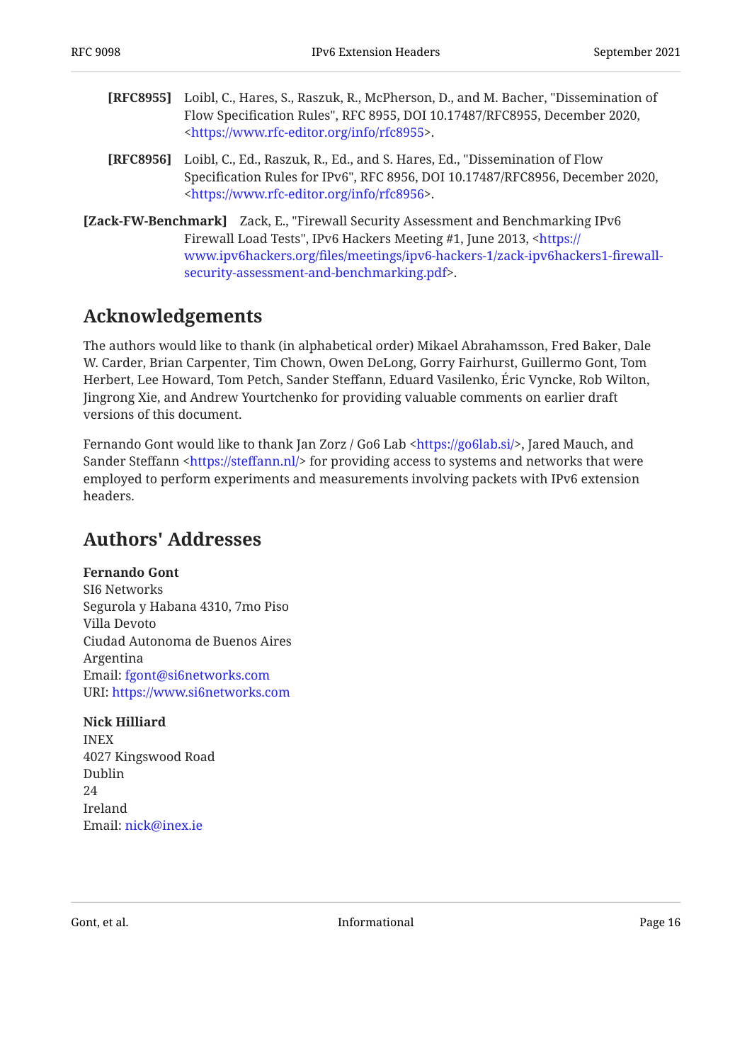**[RFC8955]** Loibl, C., Hares, S., Raszuk, R., McPherson, D., and M. Bacher, "Dissemination of Flow Specification Rules", RFC 8955, DOI 10.17487/RFC8955, December 2020, <https://www.rfc-editor.org/info/rfc8955>.

**[RFC8956]** Loibl, C., Ed., Raszuk, R., Ed., and S. Hares, Ed., "Dissemination of Flow Specification Rules for IPv6", RFC 8956, DOI 10.17487/RFC8956, December 2020, <https://www.rfc-editor.org/info/rfc8956>.

**[Zack-FW-Benchmark]** Zack, E., "Firewall Security Assessment and Benchmarking IPv6 Firewall Load Tests", IPv6 Hackers Meeting #1, June 2013, <https://www.ipv6hackers.org/files/meetings/ipv6-hackers-1/zack-ipv6hackers1-firewall-security-assessment-and-benchmarking.pdf>.

## Acknowledgements

The authors would like to thank (in alphabetical order) Mikael Abrahamsson, Fred Baker, Dale W. Carder, Brian Carpenter, Tim Chown, Owen DeLong, Gorry Fairhurst, Guillermo Gont, Tom Herbert, Lee Howard, Tom Petch, Sander Steffann, Eduard Vasilenko, Éric Vyncke, Rob Wilton, Jingrong Xie, and Andrew Yourtchenko for providing valuable comments on earlier draft versions of this document.

Fernando Gont would like to thank Jan Zorz / Go6 Lab <https://go6lab.si/>, Jared Mauch, and Sander Steffann <https://steffann.nl/> for providing access to systems and networks that were employed to perform experiments and measurements involving packets with IPv6 extension headers.

## Authors' Addresses

**Fernando Gont**
SI6 Networks
Segurola y Habana 4310, 7mo Piso
Villa Devoto
Ciudad Autonoma de Buenos Aires
Argentina
Email: fgont@si6networks.com
URI: https://www.si6networks.com

**Nick Hilliard**
INEX
4027 Kingswood Road
Dublin
24
Ireland
Email: nick@inex.ie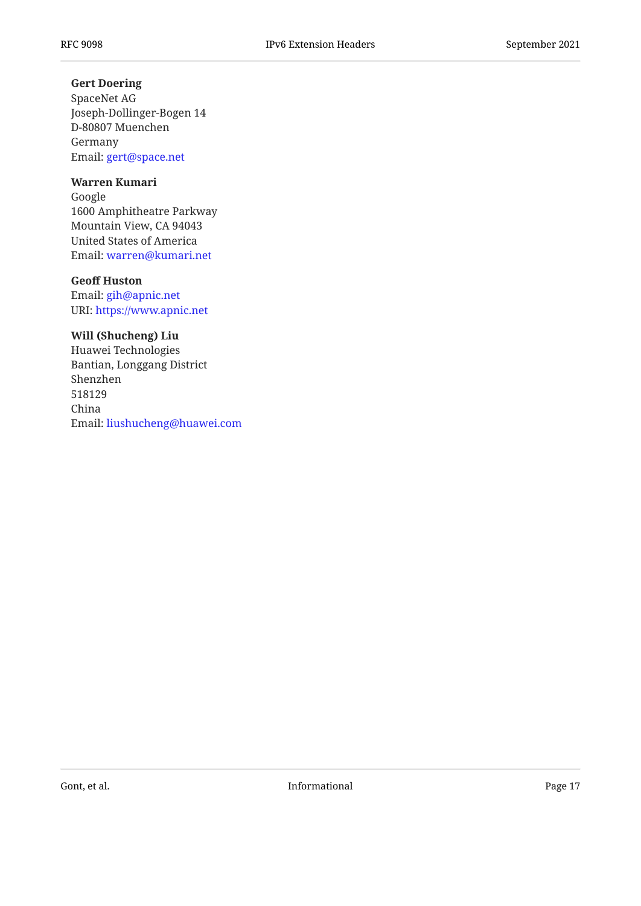**Gert Doering**
SpaceNet AG
Joseph-Dollinger-Bogen 14
D-80807 Muenchen
Germany
Email: gert@space.net

**Warren Kumari**
Google
1600 Amphitheatre Parkway
Mountain View, CA 94043
United States of America
Email: warren@kumari.net

**Geoff Huston**
Email: gih@apnic.net
URI: https://www.apnic.net

**Will (Shucheng) Liu**
Huawei Technologies
Bantian, Longgang District
Shenzhen
518129
China
Email: liushucheng@huawei.com